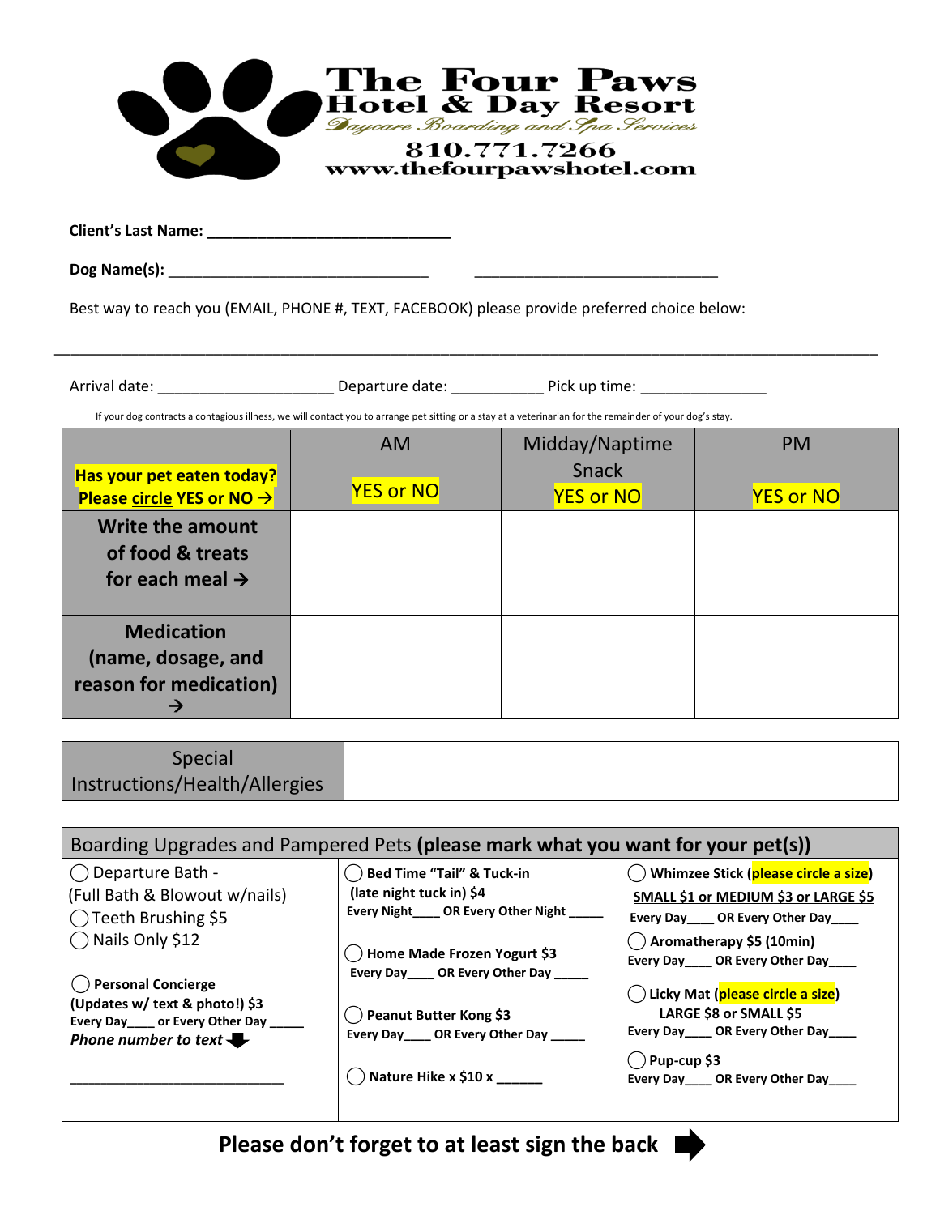# The Four Paws Hotel & Day Resort

*Daycare Boarding and Spa Services*

810.771.7266
www.thefourpawshotel.com

**Client's Last Name:** ____________________________

**Dog Name(s):** ______________________________ ____________________________

Best way to reach you (EMAIL, PHONE #, TEXT, FACEBOOK) please provide preferred choice below:

_______________________________________________________________________________________________

Arrival date: ____________________ Departure date: __________ Pick up time: ______________

If your dog contracts a contagious illness, we will contact you to arrange pet sitting or a stay at a veterinarian for the remainder of your dog's stay.

| | AM | Midday/Naptime Snack | PM |
|---|---|---|---|
| **Has your pet eaten today? Please circle YES or NO →** | YES or NO | YES or NO | YES or NO |
| **Write the amount of food & treats for each meal →** | | | |
| **Medication (name, dosage, and reason for medication) →** | | | |

| Special Instructions/Health/Allergies | |
|---|---|

## Boarding Upgrades and Pampered Pets **(please mark what you want for your pet(s))**

◯ Departure Bath - (Full Bath & Blowout w/nails)
◯ Teeth Brushing $5
◯ Nails Only $12

◯ **Personal Concierge (Updates w/ text & photo!) $3**
**Every Day____ or Every Other Day _____**
***Phone number to text*** ⬇

____________________________

◯ **Bed Time "Tail" & Tuck-in (late night tuck in) $4**
**Every Night____ OR Every Other Night _____**

◯ **Home Made Frozen Yogurt $3**
**Every Day____ OR Every Other Day _____**

◯ **Peanut Butter Kong $3**
**Every Day____ OR Every Other Day _____**

◯ **Nature Hike x $10 x ______**

◯ **Whimzee Stick (please circle a size)**
**SMALL $1 or MEDIUM $3 or LARGE $5**
**Every Day____ OR Every Other Day____**

◯ **Aromatherapy $5 (10min)**
**Every Day____ OR Every Other Day____**

◯ **Licky Mat (please circle a size)**
**LARGE $8 or SMALL $5**
**Every Day____ OR Every Other Day____**

◯ **Pup-cup $3**
**Every Day____ OR Every Other Day____**

**Please don't forget to at least sign the back** ➡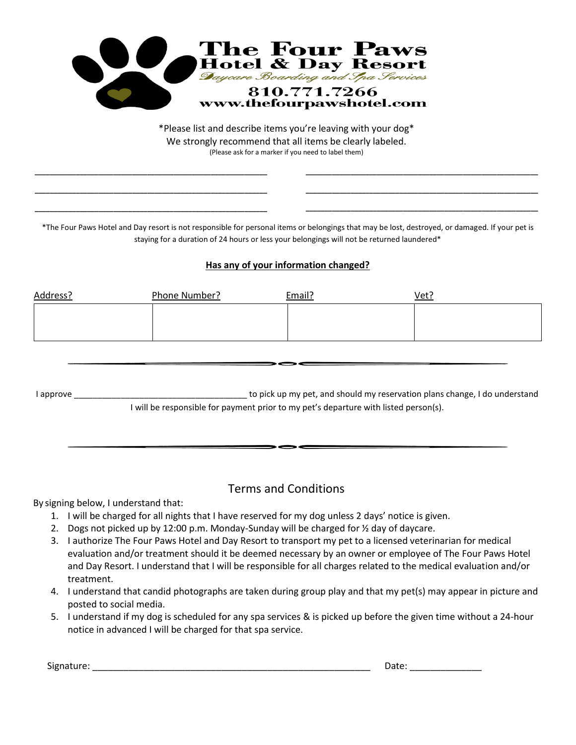# The Four Paws
## Hotel & Day Resort
*Daycare Boarding and Spa Services*

**810.771.7266**
**www.thefourpawshotel.com**

\*Please list and describe items you're leaving with your dog\*
We strongly recommend that all items be clearly labeled.
(Please ask for a marker if you need to label them)

_______________________________________________ _______________________________________________

_______________________________________________ _______________________________________________

_______________________________________________ _______________________________________________

\*The Four Paws Hotel and Day resort is not responsible for personal items or belongings that may be lost, destroyed, or damaged. If your pet is staying for a duration of 24 hours or less your belongings will not be returned laundered\*

**Has any of your information changed?**

| Address? | Phone Number? | Email? | Vet? |
|---|---|---|---|
| | | | |

I approve _____________________________________ to pick up my pet, and should my reservation plans change, I do understand I will be responsible for payment prior to my pet's departure with listed person(s).

## Terms and Conditions

By signing below, I understand that:

1. I will be charged for all nights that I have reserved for my dog unless 2 days' notice is given.
2. Dogs not picked up by 12:00 p.m. Monday-Sunday will be charged for ½ day of daycare.
3. I authorize The Four Paws Hotel and Day Resort to transport my pet to a licensed veterinarian for medical evaluation and/or treatment should it be deemed necessary by an owner or employee of The Four Paws Hotel and Day Resort. I understand that I will be responsible for all charges related to the medical evaluation and/or treatment.
4. I understand that candid photographs are taken during group play and that my pet(s) may appear in picture and posted to social media.
5. I understand if my dog is scheduled for any spa services & is picked up before the given time without a 24-hour notice in advanced I will be charged for that spa service.

Signature: _______________________________________________________ Date: ______________